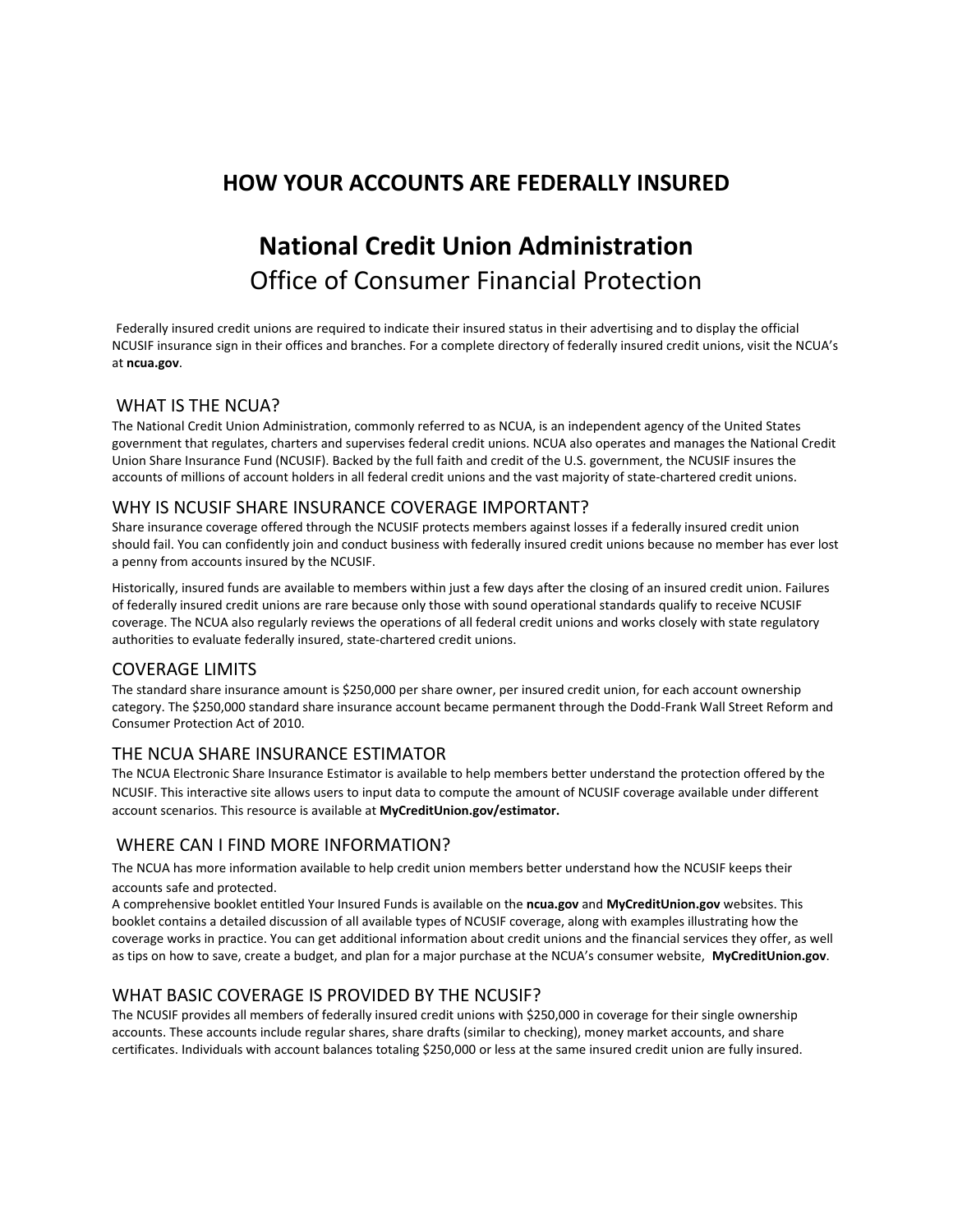# HOW YOUR ACCOUNTS ARE FEDERALLY INSURED

## National Credit Union Administration

Office of Consumer Financial Protection

Federally insured credit unions are required to indicate their insured status in their advertising and to display the official NCUSIF insurance sign in their offices and branches. For a complete directory of federally insured credit unions, visit the NCUA's at **ncua.gov**.

### WHAT IS THE NCUA?

The National Credit Union Administration, commonly referred to as NCUA, is an independent agency of the United States government that regulates, charters and supervises federal credit unions. NCUA also operates and manages the National Credit Union Share Insurance Fund (NCUSIF). Backed by the full faith and credit of the U.S. government, the NCUSIF insures the accounts of millions of account holders in all federal credit unions and the vast majority of state-chartered credit unions.

### WHY IS NCUSIF SHARE INSURANCE COVERAGE IMPORTANT?

Share insurance coverage offered through the NCUSIF protects members against losses if a federally insured credit union should fail. You can confidently join and conduct business with federally insured credit unions because no member has ever lost a penny from accounts insured by the NCUSIF.

Historically, insured funds are available to members within just a few days after the closing of an insured credit union. Failures of federally insured credit unions are rare because only those with sound operational standards qualify to receive NCUSIF coverage. The NCUA also regularly reviews the operations of all federal credit unions and works closely with state regulatory authorities to evaluate federally insured, state-chartered credit unions.

### COVERAGE LIMITS

The standard share insurance amount is $250,000 per share owner, per insured credit union, for each account ownership category. The $250,000 standard share insurance account became permanent through the Dodd-Frank Wall Street Reform and Consumer Protection Act of 2010.

### THE NCUA SHARE INSURANCE ESTIMATOR

The NCUA Electronic Share Insurance Estimator is available to help members better understand the protection offered by the NCUSIF. This interactive site allows users to input data to compute the amount of NCUSIF coverage available under different account scenarios. This resource is available at **MyCreditUnion.gov/estimator.**

### WHERE CAN I FIND MORE INFORMATION?

The NCUA has more information available to help credit union members better understand how the NCUSIF keeps their accounts safe and protected.

A comprehensive booklet entitled Your Insured Funds is available on the **ncua.gov** and **MyCreditUnion.gov** websites. This booklet contains a detailed discussion of all available types of NCUSIF coverage, along with examples illustrating how the coverage works in practice. You can get additional information about credit unions and the financial services they offer, as well as tips on how to save, create a budget, and plan for a major purchase at the NCUA's consumer website, **MyCreditUnion.gov**.

### WHAT BASIC COVERAGE IS PROVIDED BY THE NCUSIF?

The NCUSIF provides all members of federally insured credit unions with $250,000 in coverage for their single ownership accounts. These accounts include regular shares, share drafts (similar to checking), money market accounts, and share certificates. Individuals with account balances totaling $250,000 or less at the same insured credit union are fully insured.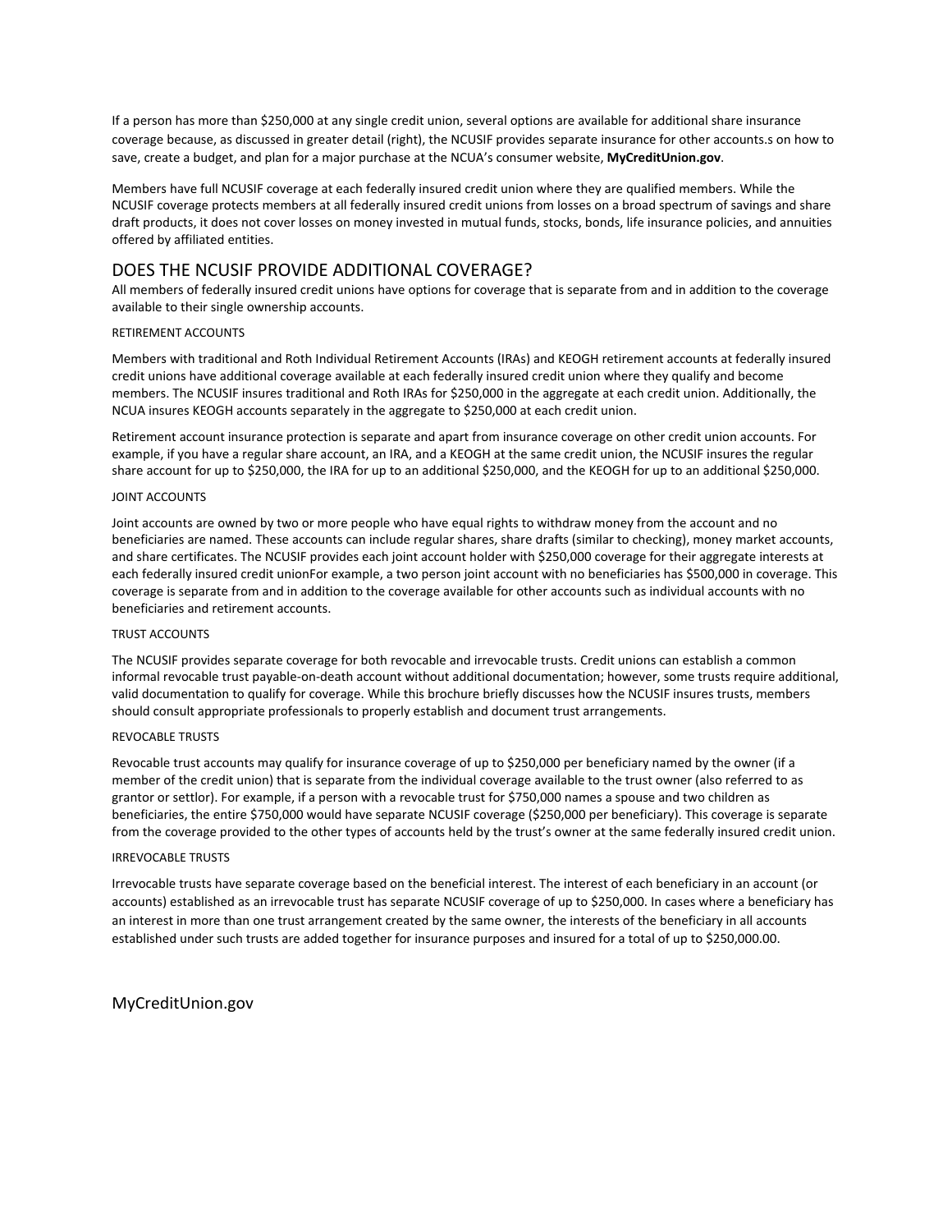If a person has more than $250,000 at any single credit union, several options are available for additional share insurance coverage because, as discussed in greater detail (right), the NCUSIF provides separate insurance for other accounts.s on how to save, create a budget, and plan for a major purchase at the NCUA's consumer website, **MyCreditUnion.gov**.

Members have full NCUSIF coverage at each federally insured credit union where they are qualified members. While the NCUSIF coverage protects members at all federally insured credit unions from losses on a broad spectrum of savings and share draft products, it does not cover losses on money invested in mutual funds, stocks, bonds, life insurance policies, and annuities offered by affiliated entities.

## DOES THE NCUSIF PROVIDE ADDITIONAL COVERAGE?

All members of federally insured credit unions have options for coverage that is separate from and in addition to the coverage available to their single ownership accounts.

### RETIREMENT ACCOUNTS

Members with traditional and Roth Individual Retirement Accounts (IRAs) and KEOGH retirement accounts at federally insured credit unions have additional coverage available at each federally insured credit union where they qualify and become members. The NCUSIF insures traditional and Roth IRAs for $250,000 in the aggregate at each credit union. Additionally, the NCUA insures KEOGH accounts separately in the aggregate to $250,000 at each credit union.

Retirement account insurance protection is separate and apart from insurance coverage on other credit union accounts. For example, if you have a regular share account, an IRA, and a KEOGH at the same credit union, the NCUSIF insures the regular share account for up to $250,000, the IRA for up to an additional $250,000, and the KEOGH for up to an additional $250,000.

### JOINT ACCOUNTS

Joint accounts are owned by two or more people who have equal rights to withdraw money from the account and no beneficiaries are named. These accounts can include regular shares, share drafts (similar to checking), money market accounts, and share certificates. The NCUSIF provides each joint account holder with $250,000 coverage for their aggregate interests at each federally insured credit unionFor example, a two person joint account with no beneficiaries has $500,000 in coverage. This coverage is separate from and in addition to the coverage available for other accounts such as individual accounts with no beneficiaries and retirement accounts.

### TRUST ACCOUNTS

The NCUSIF provides separate coverage for both revocable and irrevocable trusts. Credit unions can establish a common informal revocable trust payable-on-death account without additional documentation; however, some trusts require additional, valid documentation to qualify for coverage. While this brochure briefly discusses how the NCUSIF insures trusts, members should consult appropriate professionals to properly establish and document trust arrangements.

### REVOCABLE TRUSTS

Revocable trust accounts may qualify for insurance coverage of up to $250,000 per beneficiary named by the owner (if a member of the credit union) that is separate from the individual coverage available to the trust owner (also referred to as grantor or settlor). For example, if a person with a revocable trust for $750,000 names a spouse and two children as beneficiaries, the entire $750,000 would have separate NCUSIF coverage ($250,000 per beneficiary). This coverage is separate from the coverage provided to the other types of accounts held by the trust's owner at the same federally insured credit union.

### IRREVOCABLE TRUSTS

Irrevocable trusts have separate coverage based on the beneficial interest. The interest of each beneficiary in an account (or accounts) established as an irrevocable trust has separate NCUSIF coverage of up to $250,000. In cases where a beneficiary has an interest in more than one trust arrangement created by the same owner, the interests of the beneficiary in all accounts established under such trusts are added together for insurance purposes and insured for a total of up to $250,000.00.

MyCreditUnion.gov